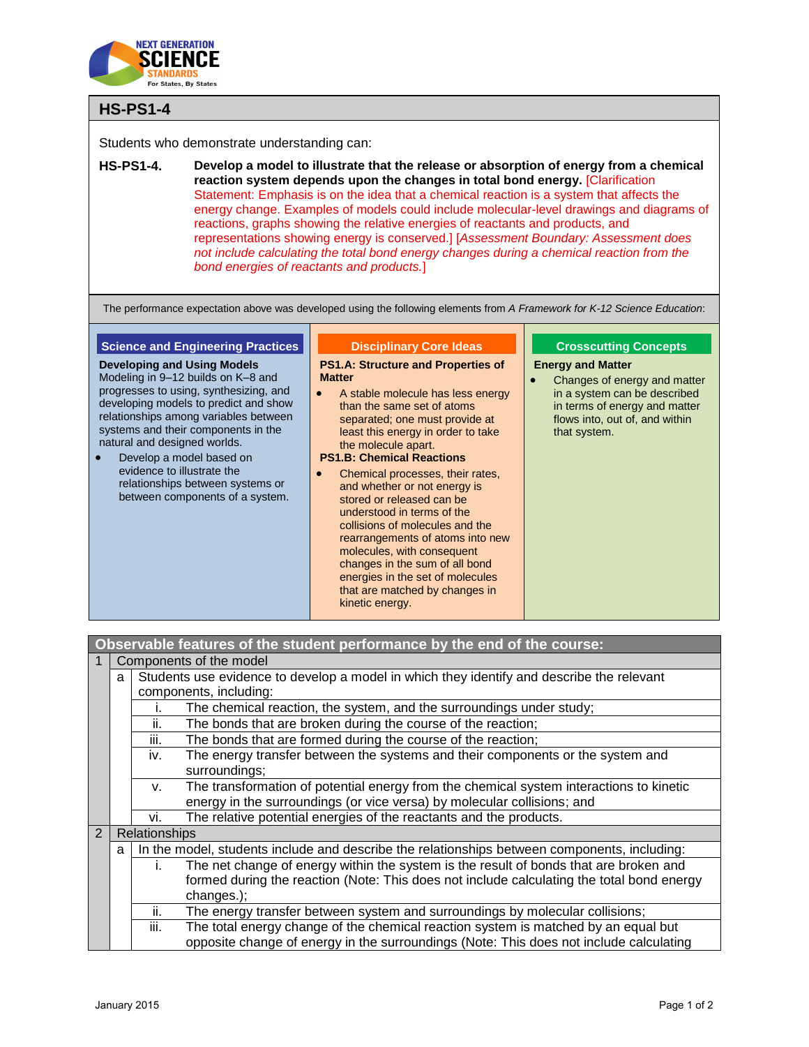# HS-PS1-4

Students who demonstrate understanding can:

**HS-PS1-4. Develop a model to illustrate that the release or absorption of energy from a chemical reaction system depends upon the changes in total bond energy.** [Clarification Statement: Emphasis is on the idea that a chemical reaction is a system that affects the energy change. Examples of models could include molecular-level drawings and diagrams of reactions, graphs showing the relative energies of reactants and products, and representations showing energy is conserved.] [*Assessment Boundary: Assessment does not include calculating the total bond energy changes during a chemical reaction from the bond energies of reactants and products.*]

The performance expectation above was developed using the following elements from *A Framework for K-12 Science Education*:

## Science and Engineering Practices

**Developing and Using Models**

Modeling in 9–12 builds on K–8 and progresses to using, synthesizing, and developing models to predict and show relationships among variables between systems and their components in the natural and designed worlds.

- Develop a model based on evidence to illustrate the relationships between systems or between components of a system.

## Disciplinary Core Ideas

**PS1.A: Structure and Properties of Matter**

- A stable molecule has less energy than the same set of atoms separated; one must provide at least this energy in order to take the molecule apart.

**PS1.B: Chemical Reactions**

- Chemical processes, their rates, and whether or not energy is stored or released can be understood in terms of the collisions of molecules and the rearrangements of atoms into new molecules, with consequent changes in the sum of all bond energies in the set of molecules that are matched by changes in kinetic energy.

## Crosscutting Concepts

**Energy and Matter**

- Changes of energy and matter in a system can be described in terms of energy and matter flows into, out of, and within that system.

## Observable features of the student performance by the end of the course:

| | | | |
|---|---|---|---|
| 1 | Components of the model | | |
| | a | Students use evidence to develop a model in which they identify and describe the relevant components, including: | |
| | | i. | The chemical reaction, the system, and the surroundings under study; |
| | | ii. | The bonds that are broken during the course of the reaction; |
| | | iii. | The bonds that are formed during the course of the reaction; |
| | | iv. | The energy transfer between the systems and their components or the system and surroundings; |
| | | v. | The transformation of potential energy from the chemical system interactions to kinetic energy in the surroundings (or vice versa) by molecular collisions; and |
| | | vi. | The relative potential energies of the reactants and the products. |
| 2 | Relationships | | |
| | a | In the model, students include and describe the relationships between components, including: | |
| | | i. | The net change of energy within the system is the result of bonds that are broken and formed during the reaction (Note: This does not include calculating the total bond energy changes.); |
| | | ii. | The energy transfer between system and surroundings by molecular collisions; |
| | | iii. | The total energy change of the chemical reaction system is matched by an equal but opposite change of energy in the surroundings (Note: This does not include calculating |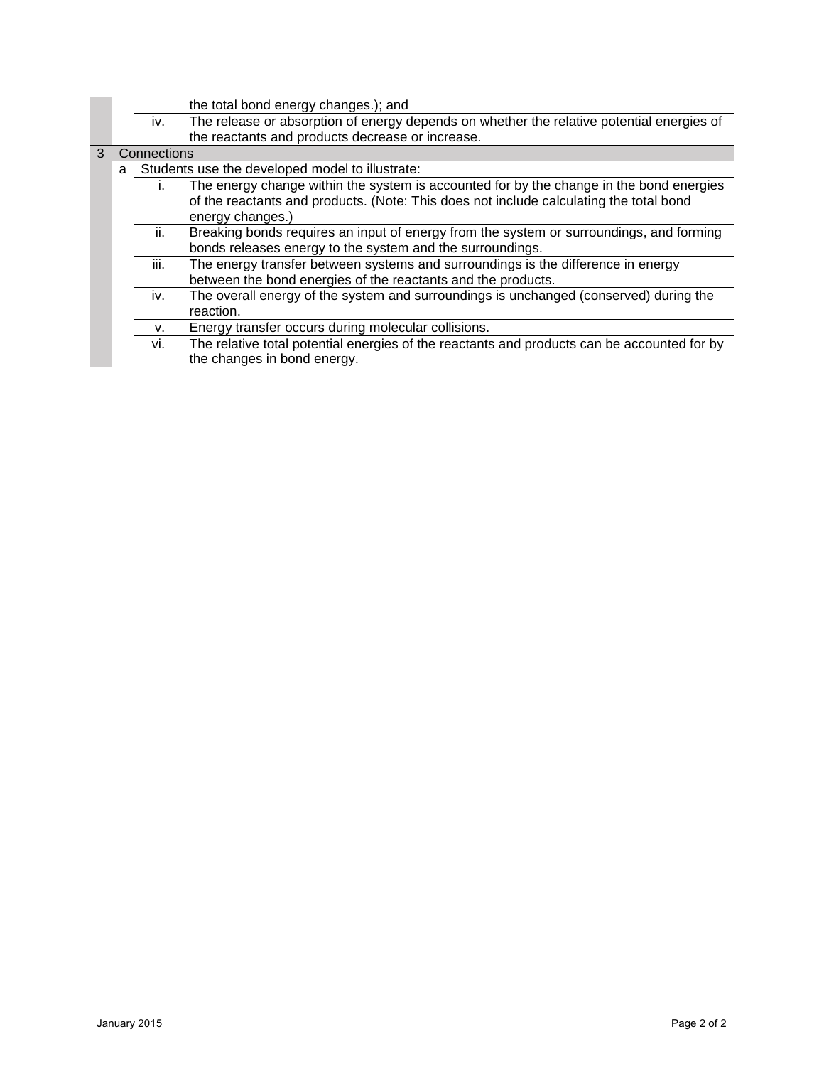| | | | |
|---|---|---|---|
| | | | the total bond energy changes.); and |
| | | iv. | The release or absorption of energy depends on whether the relative potential energies of the reactants and products decrease or increase. |
| 3 | Connections | | |
| | a | Students use the developed model to illustrate: | |
| | | i. | The energy change within the system is accounted for by the change in the bond energies of the reactants and products. (Note: This does not include calculating the total bond energy changes.) |
| | | ii. | Breaking bonds requires an input of energy from the system or surroundings, and forming bonds releases energy to the system and the surroundings. |
| | | iii. | The energy transfer between systems and surroundings is the difference in energy between the bond energies of the reactants and the products. |
| | | iv. | The overall energy of the system and surroundings is unchanged (conserved) during the reaction. |
| | | v. | Energy transfer occurs during molecular collisions. |
| | | vi. | The relative total potential energies of the reactants and products can be accounted for by the changes in bond energy. |

January 2015